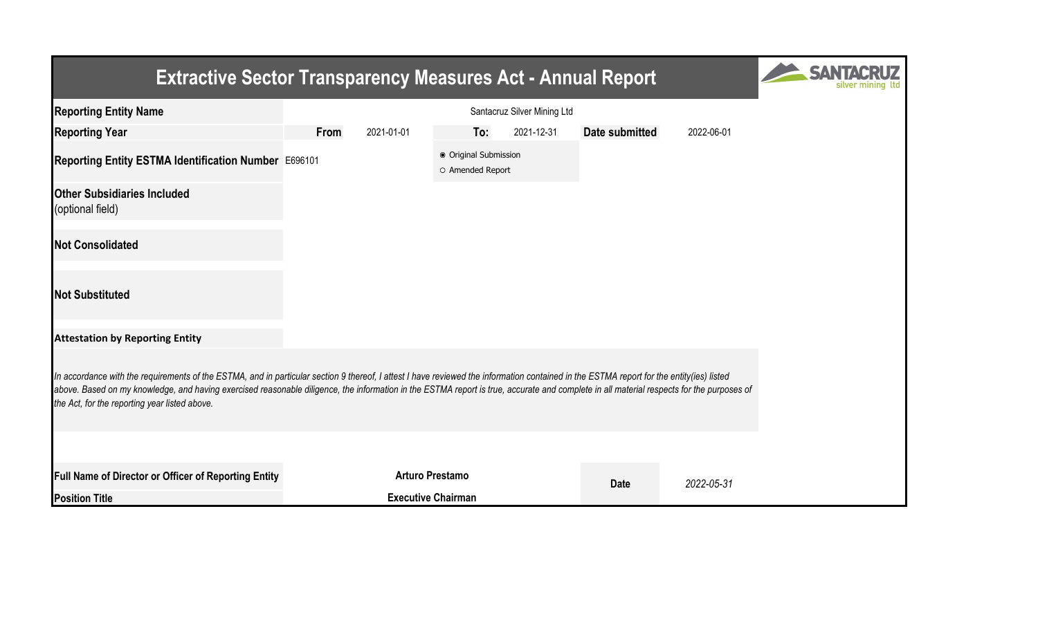# Extractive Sector Transparency Measures Act - Annual Report

| | | | | | | |
|---|---|---|---|---|---|---|
| **Reporting Entity Name** | Santacruz Silver Mining Ltd | | | | | |
| **Reporting Year** | **From** | 2021-01-01 | **To:** | 2021-12-31 | **Date submitted** | 2022-06-01 |
| **Reporting Entity ESTMA Identification Number** | E696101 | | ◉ Original Submission<br>○ Amended Report | | | |
| **Other Subsidiaries Included** (optional field) | | | | | | |
| **Not Consolidated** | | | | | | |
| **Not Substituted** | | | | | | |

**Attestation by Reporting Entity**

*In accordance with the requirements of the ESTMA, and in particular section 9 thereof, I attest I have reviewed the information contained in the ESTMA report for the entity(ies) listed above. Based on my knowledge, and having exercised reasonable diligence, the information in the ESTMA report is true, accurate and complete in all material respects for the purposes of the Act, for the reporting year listed above.*

| | | | |
|---|---|---|---|
| **Full Name of Director or Officer of Reporting Entity** | **Arturo Prestamo** | **Date** | *2022-05-31* |
| **Position Title** | **Executive Chairman** | | |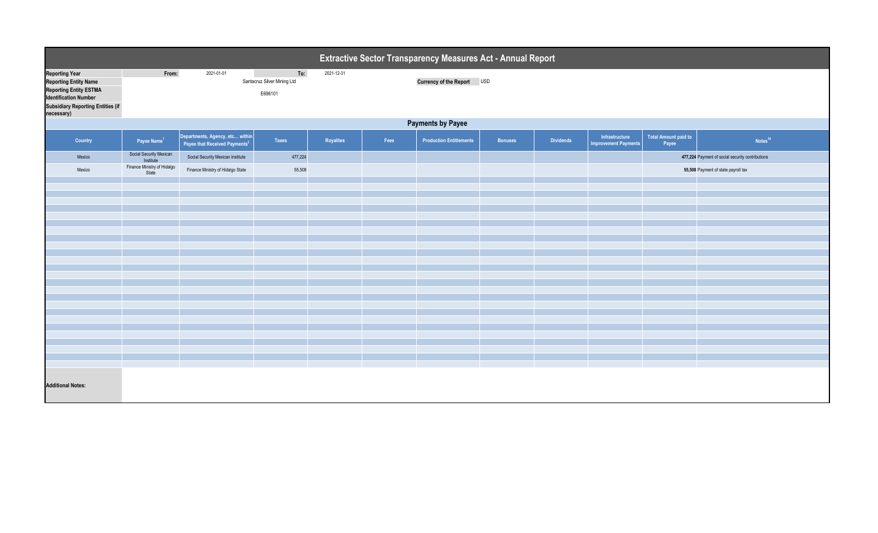# Extractive Sector Transparency Measures Act - Annual Report

| | | | | | |
|---|---|---|---|---|---|
| **Reporting Year** | From: | 2021-01-01 | To: | 2021-12-31 | |
| **Reporting Entity Name** | | Santacruz Silver Mining Ltd | | **Currency of the Report** | USD |
| **Reporting Entity ESTMA Identification Number** | | E696101 | | | |
| **Subsidiary Reporting Entities (if necessary)** | | | | | |

## Payments by Payee

| Country | Payee Name[1] | Departments, Agency, etc... within Payee that Received Payments[2] | Taxes | Royalties | Fees | Production Entitlements | Bonuses | Dividends | Infrastructure Improvement Payments | Total Amount paid to Payee | Notes[34] |
|---|---|---|---|---|---|---|---|---|---|---|---|
| Mexico | Social Security Mexican Institute | Social Security Mexican Institute | 477,224 | | | | | | | **477,224** | Payment of social security contributions |
| Mexico | Finance Ministry of Hidalgo State | Finance Ministry of Hidalgo State | 55,508 | | | | | | | **55,508** | Payment of state payroll tax |

**Additional Notes:**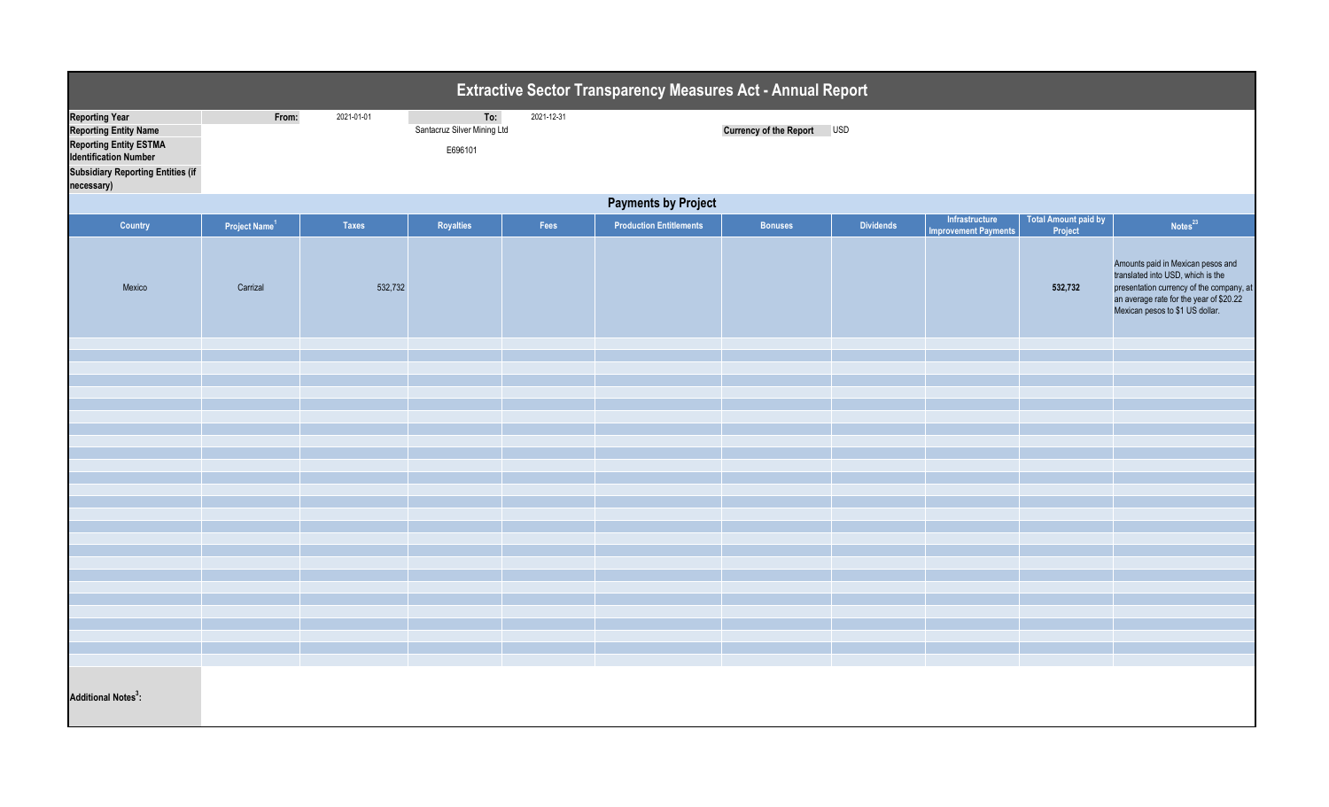# Extractive Sector Transparency Measures Act - Annual Report

| | | | |
|---|---|---|---|
| **Reporting Year** | **From:** 2021-01-01 | **To:** 2021-12-31 | |
| **Reporting Entity Name** | Santacruz Silver Mining Ltd | **Currency of the Report** | USD |
| **Reporting Entity ESTMA Identification Number** | E696101 | | |
| **Subsidiary Reporting Entities (if necessary)** | | | |

## Payments by Project

| Country | Project Name[1] | Taxes | Royalties | Fees | Production Entitlements | Bonuses | Dividends | Infrastructure Improvement Payments | Total Amount paid by Project | Notes[23] |
|---|---|---|---|---|---|---|---|---|---|---|
| Mexico | Carrizal | 532,732 | | | | | | | **532,732** | Amounts paid in Mexican pesos and translated into USD, which is the presentation currency of the company, at an average rate for the year of $20.22 Mexican pesos to $1 US dollar. |

**Additional Notes[3]:**